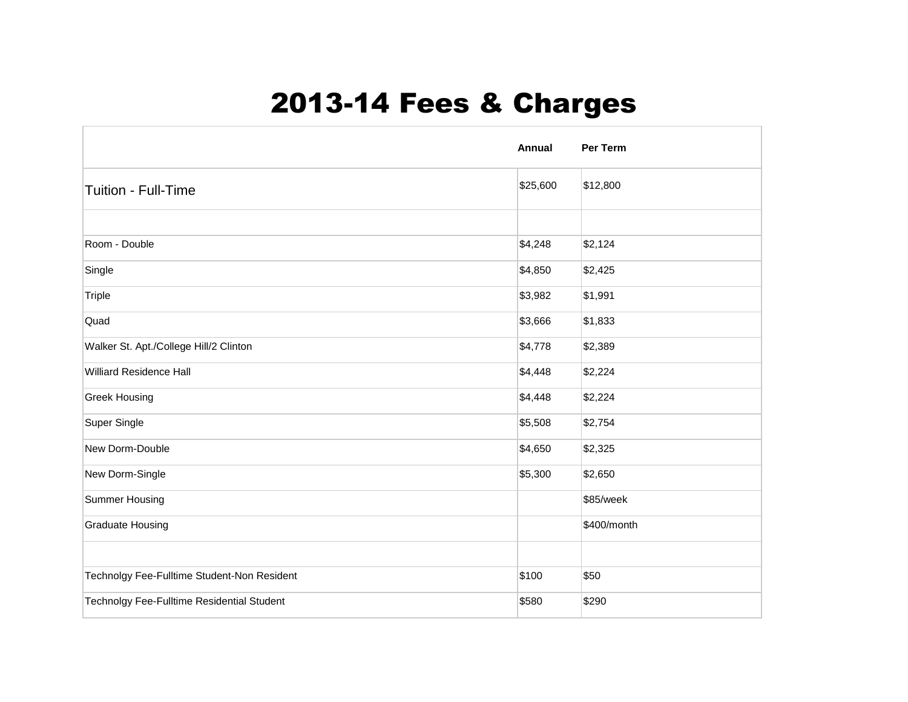# 2013-14 Fees & Charges

| | Annual | Per Term |
|---|---|---|
| Tuition - Full-Time | $25,600 | $12,800 |
| | | |
| Room - Double | $4,248 | $2,124 |
| Single | $4,850 | $2,425 |
| Triple | $3,982 | $1,991 |
| Quad | $3,666 | $1,833 |
| Walker St. Apt./College Hill/2 Clinton | $4,778 | $2,389 |
| Williard Residence Hall | $4,448 | $2,224 |
| Greek Housing | $4,448 | $2,224 |
| Super Single | $5,508 | $2,754 |
| New Dorm-Double | $4,650 | $2,325 |
| New Dorm-Single | $5,300 | $2,650 |
| Summer Housing | | $85/week |
| Graduate Housing | | $400/month |
| | | |
| Technolgy Fee-Fulltime Student-Non Resident | $100 | $50 |
| Technolgy Fee-Fulltime Residential Student | $580 | $290 |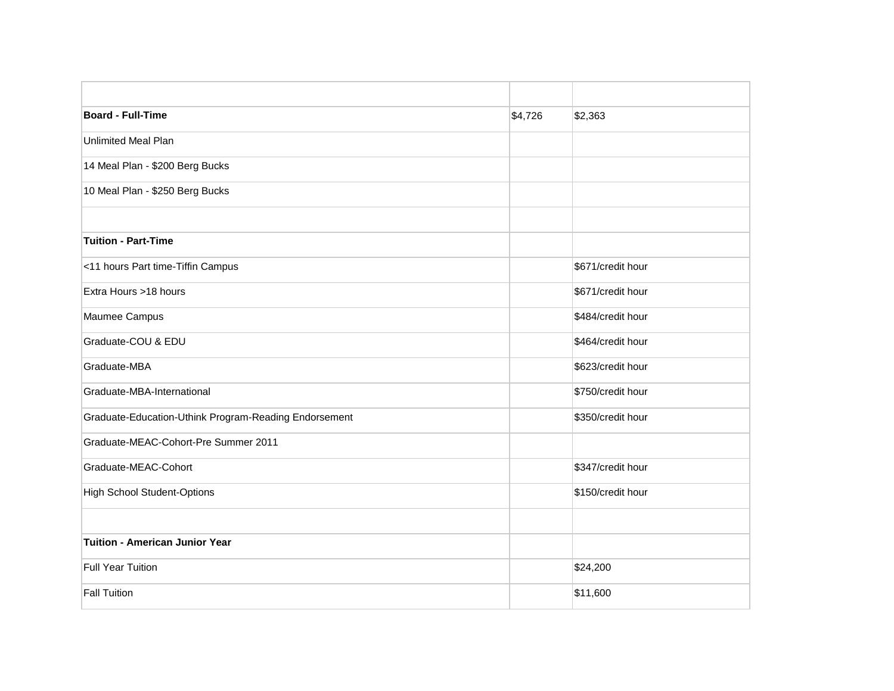| | | |
|---|---|---|
| **Board - Full-Time** | $4,726 | $2,363 |
| Unlimited Meal Plan | | |
| 14 Meal Plan - $200 Berg Bucks | | |
| 10 Meal Plan - $250 Berg Bucks | | |
| | | |
| **Tuition - Part-Time** | | |
| <11 hours Part time-Tiffin Campus | | $671/credit hour |
| Extra Hours >18 hours | | $671/credit hour |
| Maumee Campus | | $484/credit hour |
| Graduate-COU & EDU | | $464/credit hour |
| Graduate-MBA | | $623/credit hour |
| Graduate-MBA-International | | $750/credit hour |
| Graduate-Education-Uthink Program-Reading Endorsement | | $350/credit hour |
| Graduate-MEAC-Cohort-Pre Summer 2011 | | |
| Graduate-MEAC-Cohort | | $347/credit hour |
| High School Student-Options | | $150/credit hour |
| | | |
| **Tuition - American Junior Year** | | |
| Full Year Tuition | | $24,200 |
| Fall Tuition | | $11,600 |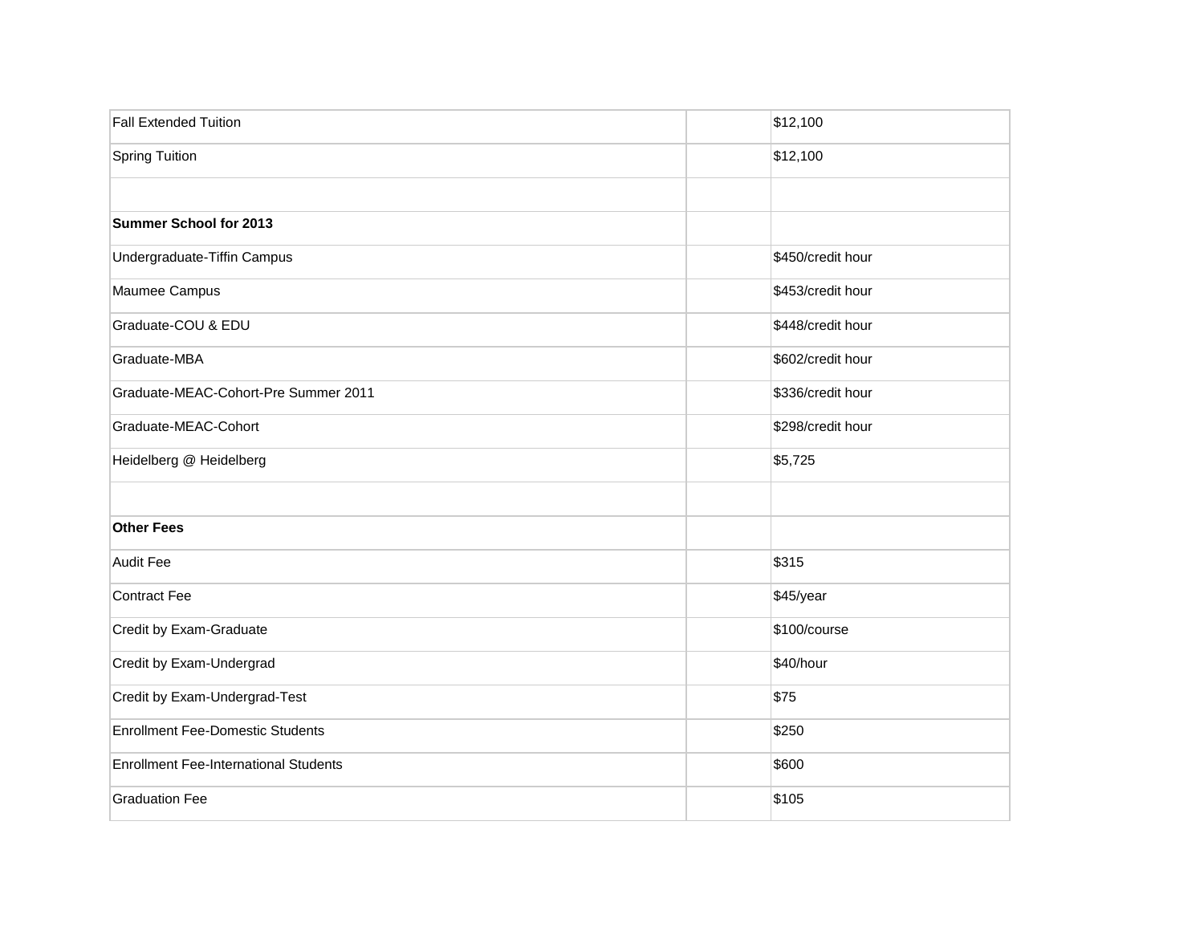| Fall Extended Tuition | | $12,100 |
|---|---|---|
| Spring Tuition | | $12,100 |
| | | |
| **Summer School for 2013** | | |
| Undergraduate-Tiffin Campus | | $450/credit hour |
| Maumee Campus | | $453/credit hour |
| Graduate-COU & EDU | | $448/credit hour |
| Graduate-MBA | | $602/credit hour |
| Graduate-MEAC-Cohort-Pre Summer 2011 | | $336/credit hour |
| Graduate-MEAC-Cohort | | $298/credit hour |
| Heidelberg @ Heidelberg | | $5,725 |
| | | |
| **Other Fees** | | |
| Audit Fee | | $315 |
| Contract Fee | | $45/year |
| Credit by Exam-Graduate | | $100/course |
| Credit by Exam-Undergrad | | $40/hour |
| Credit by Exam-Undergrad-Test | | $75 |
| Enrollment Fee-Domestic Students | | $250 |
| Enrollment Fee-International Students | | $600 |
| Graduation Fee | | $105 |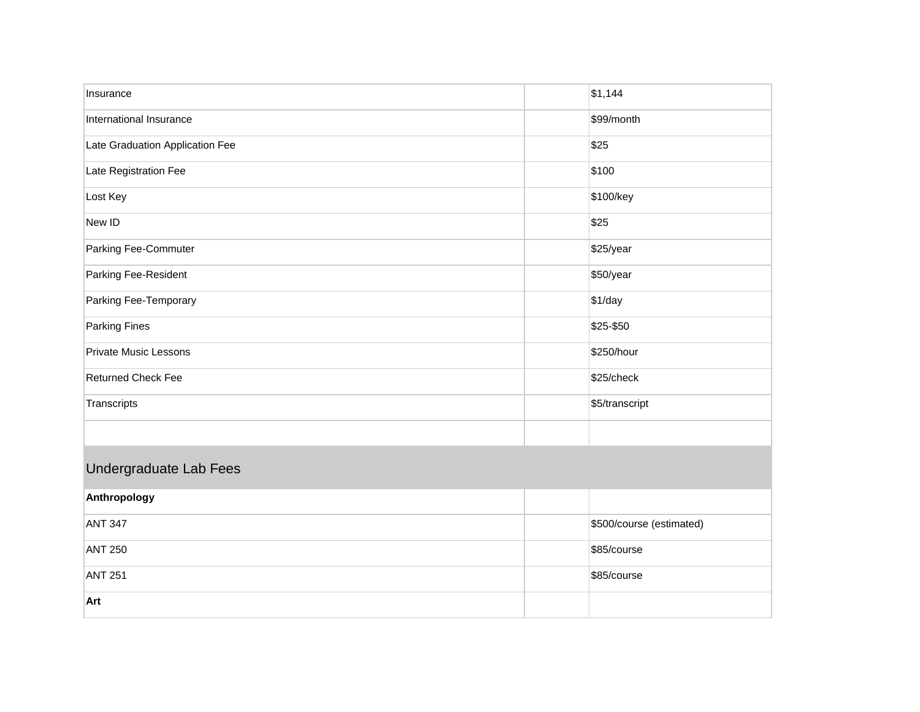| | | |
|---|---|---|
| Insurance | | $1,144 |
| International Insurance | | $99/month |
| Late Graduation Application Fee | | $25 |
| Late Registration Fee | | $100 |
| Lost Key | | $100/key |
| New ID | | $25 |
| Parking Fee-Commuter | | $25/year |
| Parking Fee-Resident | | $50/year |
| Parking Fee-Temporary | | $1/day |
| Parking Fines | | $25-$50 |
| Private Music Lessons | | $250/hour |
| Returned Check Fee | | $25/check |
| Transcripts | | $5/transcript |
| | | |

## Undergraduate Lab Fees

| | | |
|---|---|---|
| **Anthropology** | | |
| ANT 347 | | $500/course (estimated) |
| ANT 250 | | $85/course |
| ANT 251 | | $85/course |
| **Art** | | |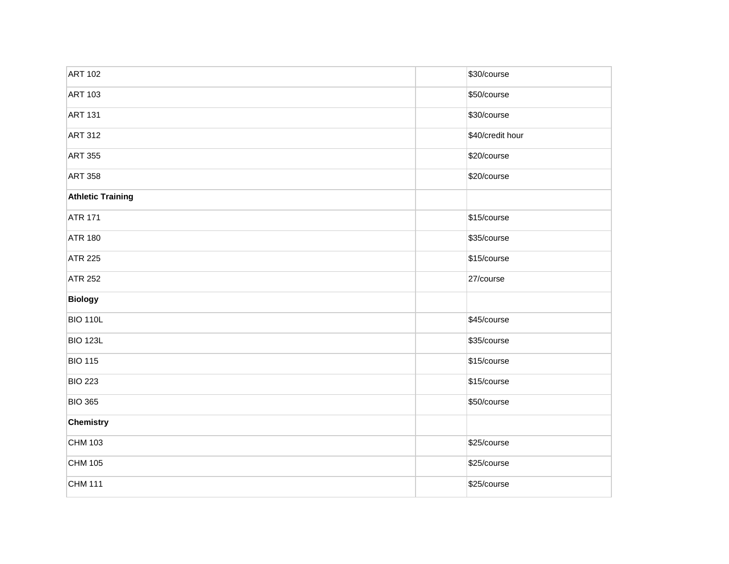| | | |
|---|---|---|
| ART 102 | | $30/course |
| ART 103 | | $50/course |
| ART 131 | | $30/course |
| ART 312 | | $40/credit hour |
| ART 355 | | $20/course |
| ART 358 | | $20/course |
| **Athletic Training** | | |
| ATR 171 | | $15/course |
| ATR 180 | | $35/course |
| ATR 225 | | $15/course |
| ATR 252 | | 27/course |
| **Biology** | | |
| BIO 110L | | $45/course |
| BIO 123L | | $35/course |
| BIO 115 | | $15/course |
| BIO 223 | | $15/course |
| BIO 365 | | $50/course |
| **Chemistry** | | |
| CHM 103 | | $25/course |
| CHM 105 | | $25/course |
| CHM 111 | | $25/course |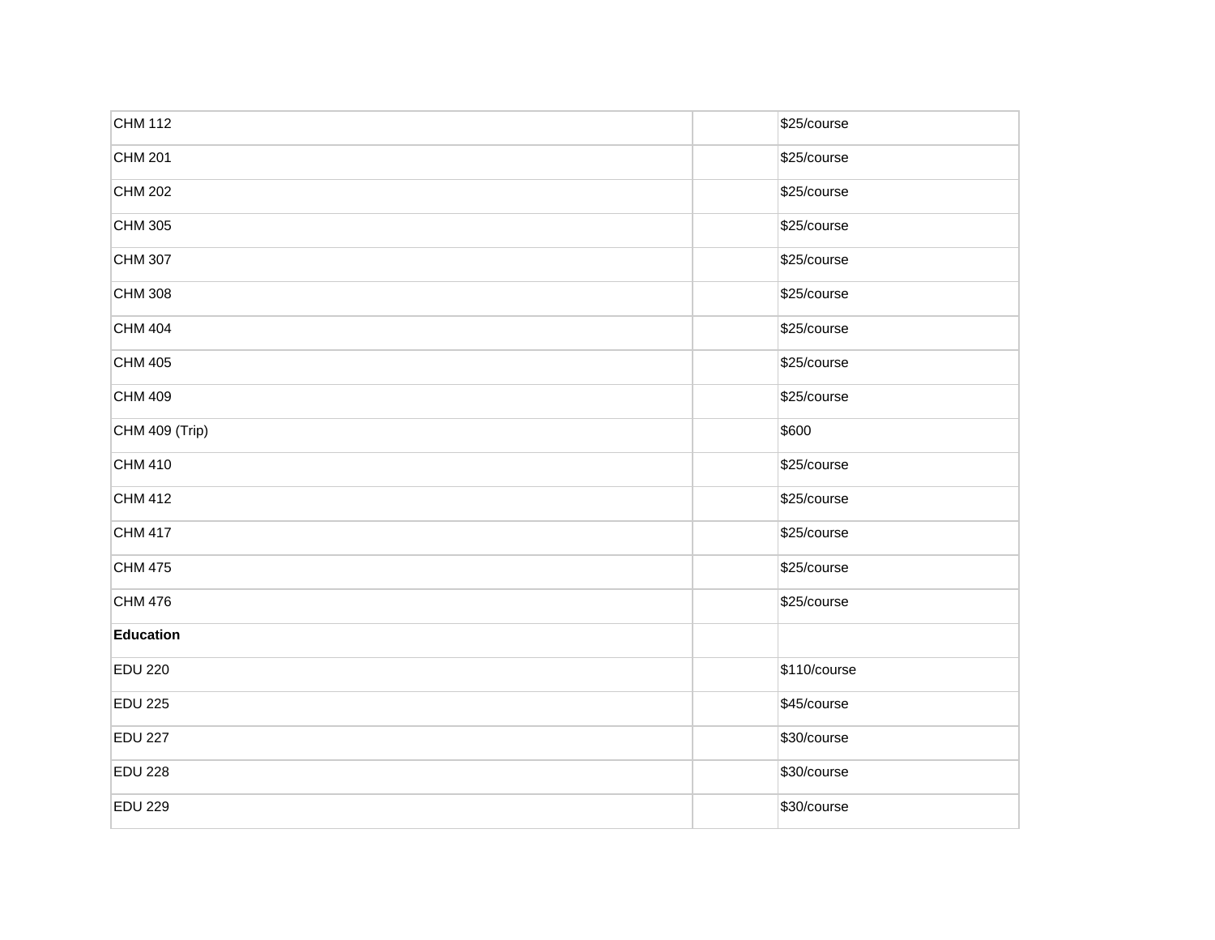| | | |
|---|---|---|
| CHM 112 | | $25/course |
| CHM 201 | | $25/course |
| CHM 202 | | $25/course |
| CHM 305 | | $25/course |
| CHM 307 | | $25/course |
| CHM 308 | | $25/course |
| CHM 404 | | $25/course |
| CHM 405 | | $25/course |
| CHM 409 | | $25/course |
| CHM 409 (Trip) | | $600 |
| CHM 410 | | $25/course |
| CHM 412 | | $25/course |
| CHM 417 | | $25/course |
| CHM 475 | | $25/course |
| CHM 476 | | $25/course |
| **Education** | | |
| EDU 220 | | $110/course |
| EDU 225 | | $45/course |
| EDU 227 | | $30/course |
| EDU 228 | | $30/course |
| EDU 229 | | $30/course |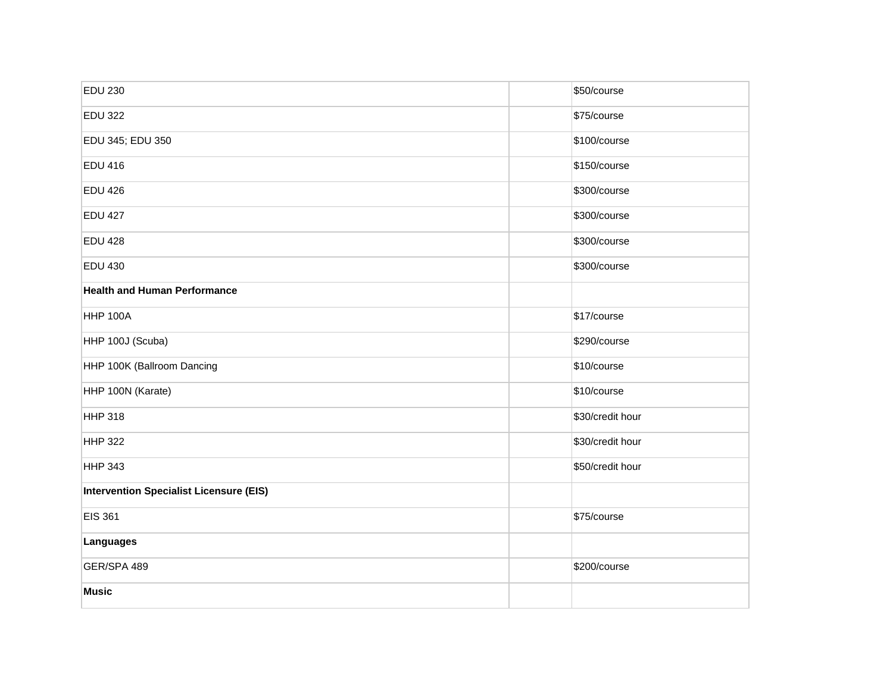| | | |
|---|---|---|
| EDU 230 | | $50/course |
| EDU 322 | | $75/course |
| EDU 345; EDU 350 | | $100/course |
| EDU 416 | | $150/course |
| EDU 426 | | $300/course |
| EDU 427 | | $300/course |
| EDU 428 | | $300/course |
| EDU 430 | | $300/course |
| **Health and Human Performance** | | |
| HHP 100A | | $17/course |
| HHP 100J (Scuba) | | $290/course |
| HHP 100K (Ballroom Dancing | | $10/course |
| HHP 100N (Karate) | | $10/course |
| HHP 318 | | $30/credit hour |
| HHP 322 | | $30/credit hour |
| HHP 343 | | $50/credit hour |
| **Intervention Specialist Licensure (EIS)** | | |
| EIS 361 | | $75/course |
| **Languages** | | |
| GER/SPA 489 | | $200/course |
| **Music** | | |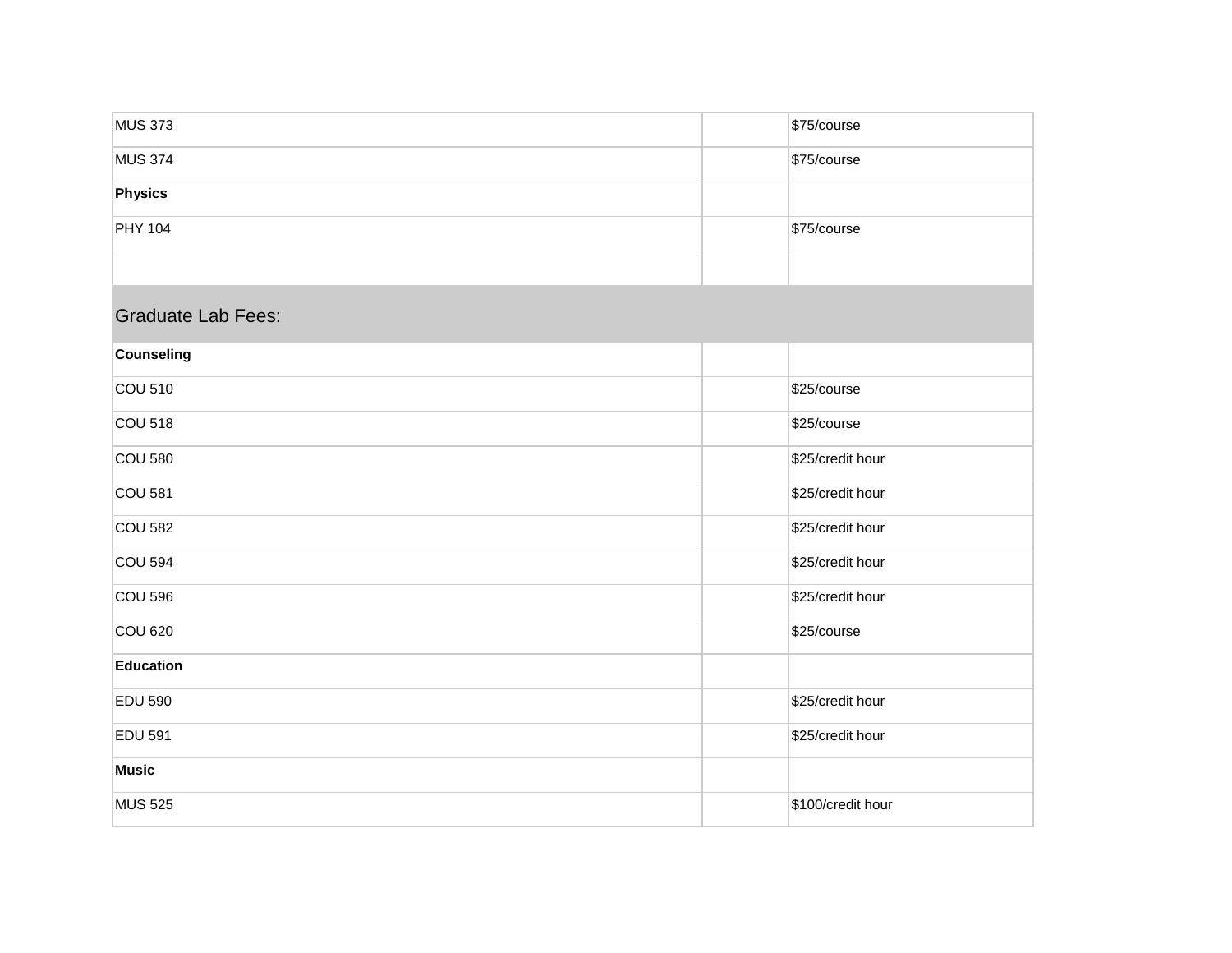| | | |
|---|---|---|
| MUS 373 | | $75/course |
| MUS 374 | | $75/course |
| **Physics** | | |
| PHY 104 | | $75/course |
| | | |

## Graduate Lab Fees:

| | | |
|---|---|---|
| **Counseling** | | |
| COU 510 | | $25/course |
| COU 518 | | $25/course |
| COU 580 | | $25/credit hour |
| COU 581 | | $25/credit hour |
| COU 582 | | $25/credit hour |
| COU 594 | | $25/credit hour |
| COU 596 | | $25/credit hour |
| COU 620 | | $25/course |
| **Education** | | |
| EDU 590 | | $25/credit hour |
| EDU 591 | | $25/credit hour |
| **Music** | | |
| MUS 525 | | $100/credit hour |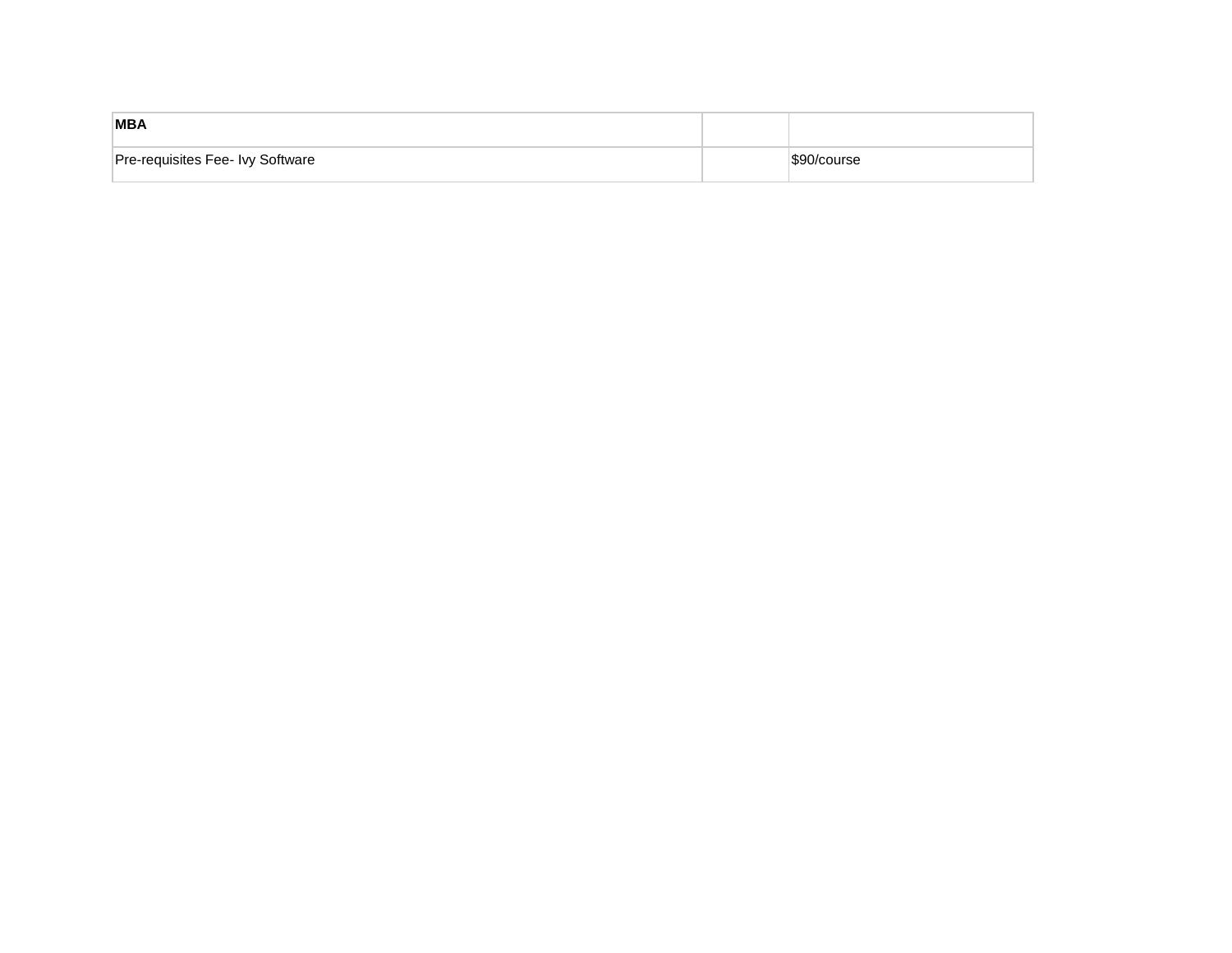| | | |
|---|---|---|
| **MBA** | | |
| Pre-requisites Fee- Ivy Software | | $90/course |